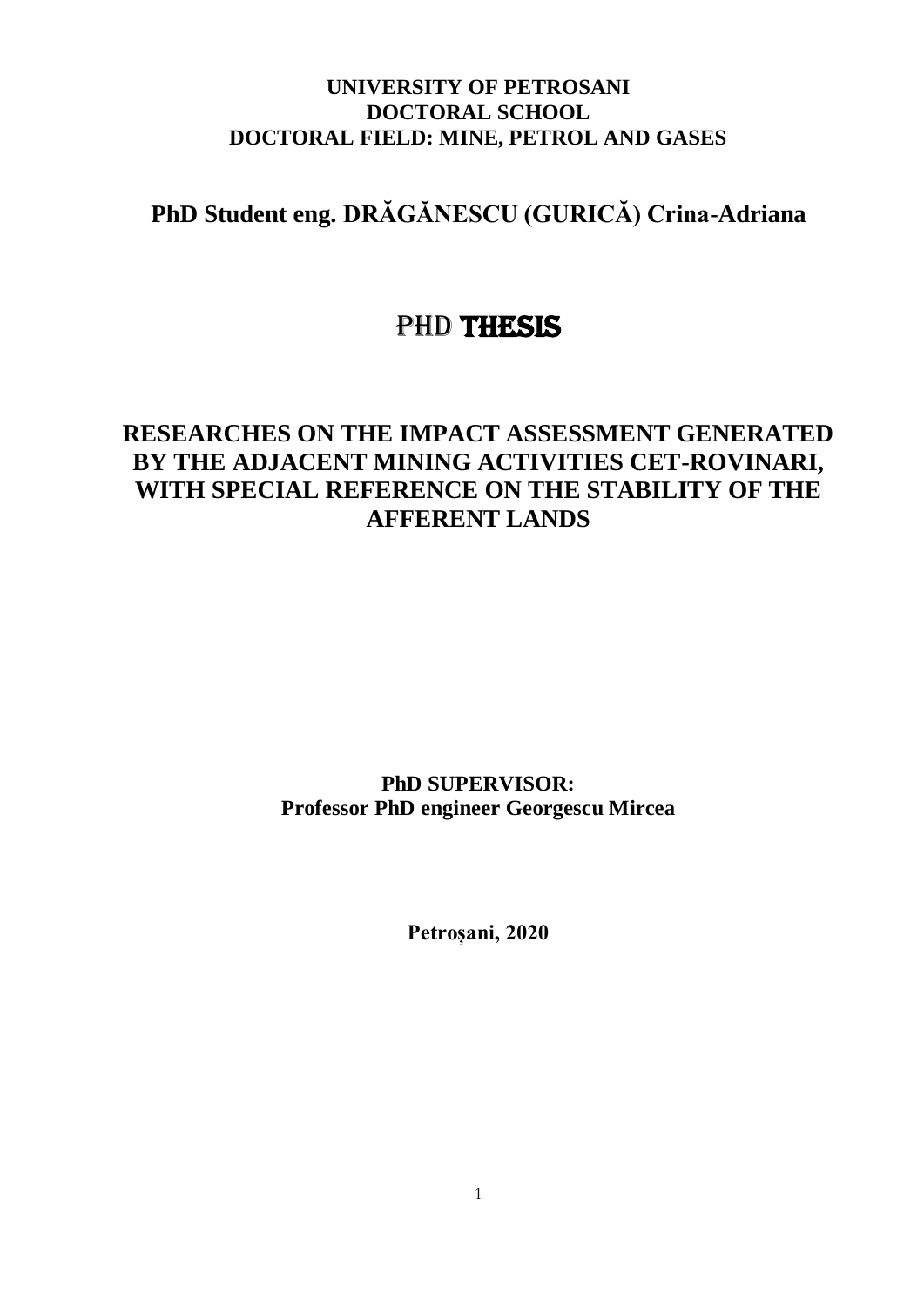**UNIVERSITY OF PETROSANI**
**DOCTORAL SCHOOL**
**DOCTORAL FIELD: MINE, PETROL AND GASES**

**PhD Student eng. DRĂGĂNESCU (GURICĂ) Crina-Adriana**

# PHD THESIS

## RESEARCHES ON THE IMPACT ASSESSMENT GENERATED BY THE ADJACENT MINING ACTIVITIES CET-ROVINARI, WITH SPECIAL REFERENCE ON THE STABILITY OF THE AFFERENT LANDS

**PhD SUPERVISOR:**
**Professor PhD engineer Georgescu Mircea**

**Petroșani, 2020**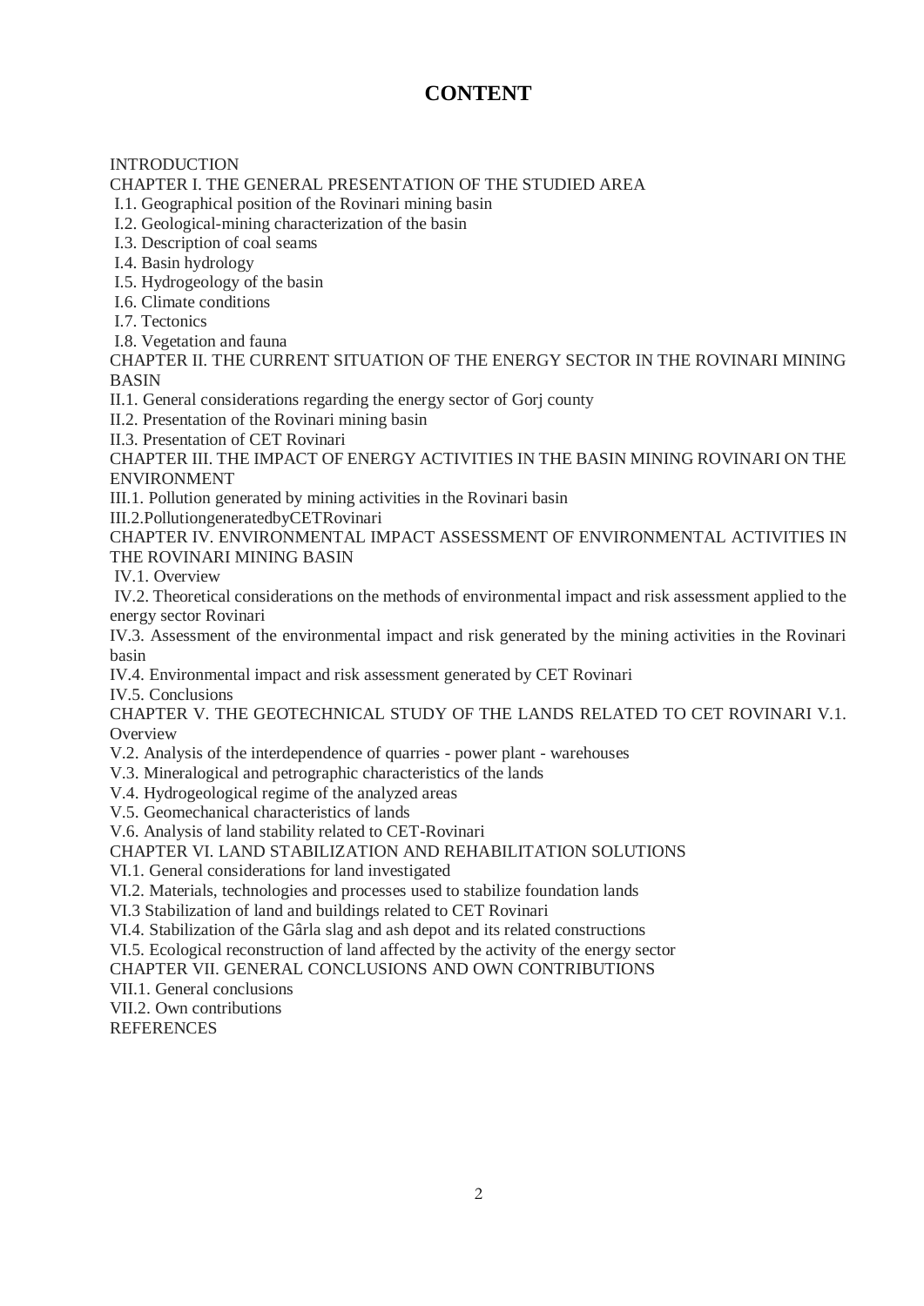# CONTENT

INTRODUCTION

CHAPTER I. THE GENERAL PRESENTATION OF THE STUDIED AREA

I.1. Geographical position of the Rovinari mining basin

I.2. Geological-mining characterization of the basin

I.3. Description of coal seams

I.4. Basin hydrology

I.5. Hydrogeology of the basin

I.6. Climate conditions

I.7. Tectonics

I.8. Vegetation and fauna

CHAPTER II. THE CURRENT SITUATION OF THE ENERGY SECTOR IN THE ROVINARI MINING BASIN

II.1. General considerations regarding the energy sector of Gorj county

II.2. Presentation of the Rovinari mining basin

II.3. Presentation of CET Rovinari

CHAPTER III. THE IMPACT OF ENERGY ACTIVITIES IN THE BASIN MINING ROVINARI ON THE ENVIRONMENT

III.1. Pollution generated by mining activities in the Rovinari basin

III.2.PollutiongeneratedbyCETRovinari

CHAPTER IV. ENVIRONMENTAL IMPACT ASSESSMENT OF ENVIRONMENTAL ACTIVITIES IN THE ROVINARI MINING BASIN

IV.1. Overview

IV.2. Theoretical considerations on the methods of environmental impact and risk assessment applied to the energy sector Rovinari

IV.3. Assessment of the environmental impact and risk generated by the mining activities in the Rovinari basin

IV.4. Environmental impact and risk assessment generated by CET Rovinari

IV.5. Conclusions

CHAPTER V. THE GEOTECHNICAL STUDY OF THE LANDS RELATED TO CET ROVINARI V.1. Overview

V.2. Analysis of the interdependence of quarries - power plant - warehouses

V.3. Mineralogical and petrographic characteristics of the lands

V.4. Hydrogeological regime of the analyzed areas

V.5. Geomechanical characteristics of lands

V.6. Analysis of land stability related to CET-Rovinari

CHAPTER VI. LAND STABILIZATION AND REHABILITATION SOLUTIONS

VI.1. General considerations for land investigated

VI.2. Materials, technologies and processes used to stabilize foundation lands

VI.3 Stabilization of land and buildings related to CET Rovinari

VI.4. Stabilization of the Gârla slag and ash depot and its related constructions

VI.5. Ecological reconstruction of land affected by the activity of the energy sector

CHAPTER VII. GENERAL CONCLUSIONS AND OWN CONTRIBUTIONS

VII.1. General conclusions

VII.2. Own contributions

REFERENCES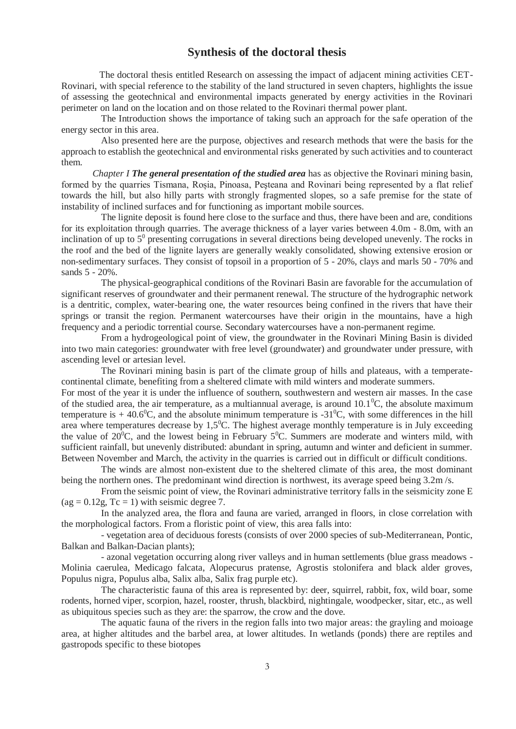## Synthesis of the doctoral thesis

The doctoral thesis entitled Research on assessing the impact of adjacent mining activities CET-Rovinari, with special reference to the stability of the land structured in seven chapters, highlights the issue of assessing the geotechnical and environmental impacts generated by energy activities in the Rovinari perimeter on land on the location and on those related to the Rovinari thermal power plant.

The Introduction shows the importance of taking such an approach for the safe operation of the energy sector in this area.

Also presented here are the purpose, objectives and research methods that were the basis for the approach to establish the geotechnical and environmental risks generated by such activities and to counteract them.

*Chapter I* ***The general presentation of the studied area*** has as objective the Rovinari mining basin, formed by the quarries Tismana, Roșia, Pinoasa, Peșteana and Rovinari being represented by a flat relief towards the hill, but also hilly parts with strongly fragmented slopes, so a safe premise for the state of instability of inclined surfaces and for functioning as important mobile sources.

The lignite deposit is found here close to the surface and thus, there have been and are, conditions for its exploitation through quarries. The average thickness of a layer varies between 4.0m - 8.0m, with an inclination of up to $5^0$ presenting corrugations in several directions being developed unevenly. The rocks in the roof and the bed of the lignite layers are generally weakly consolidated, showing extensive erosion or non-sedimentary surfaces. They consist of topsoil in a proportion of 5 - 20%, clays and marls 50 - 70% and sands 5 - 20%.

The physical-geographical conditions of the Rovinari Basin are favorable for the accumulation of significant reserves of groundwater and their permanent renewal. The structure of the hydrographic network is a dentritic, complex, water-bearing one, the water resources being confined in the rivers that have their springs or transit the region. Permanent watercourses have their origin in the mountains, have a high frequency and a periodic torrential course. Secondary watercourses have a non-permanent regime.

From a hydrogeological point of view, the groundwater in the Rovinari Mining Basin is divided into two main categories: groundwater with free level (groundwater) and groundwater under pressure, with ascending level or artesian level.

The Rovinari mining basin is part of the climate group of hills and plateaus, with a temperate-continental climate, benefiting from a sheltered climate with mild winters and moderate summers.
For most of the year it is under the influence of southern, southwestern and western air masses. In the case of the studied area, the air temperature, as a multiannual average, is around $10.1^0$C, the absolute maximum temperature is + $40.6^0$C, and the absolute minimum temperature is -$31^0$C, with some differences in the hill area where temperatures decrease by $1,5^0$C. The highest average monthly temperature is in July exceeding the value of $20^0$C, and the lowest being in February $5^0$C. Summers are moderate and winters mild, with sufficient rainfall, but unevenly distributed: abundant in spring, autumn and winter and deficient in summer. Between November and March, the activity in the quarries is carried out in difficult or difficult conditions.

The winds are almost non-existent due to the sheltered climate of this area, the most dominant being the northern ones. The predominant wind direction is northwest, its average speed being 3.2m /s.

From the seismic point of view, the Rovinari administrative territory falls in the seismicity zone E ($a_g = 0.12g$, $T_c = 1$) with seismic degree 7.

In the analyzed area, the flora and fauna are varied, arranged in floors, in close correlation with the morphological factors. From a floristic point of view, this area falls into:

- vegetation area of deciduous forests (consists of over 2000 species of sub-Mediterranean, Pontic, Balkan and Balkan-Dacian plants);
- azonal vegetation occurring along river valleys and in human settlements (blue grass meadows - Molinia caerulea, Medicago falcata, Alopecurus pratense, Agrostis stolonifera and black alder groves, Populus nigra, Populus alba, Salix alba, Salix frag purple etc).

The characteristic fauna of this area is represented by: deer, squirrel, rabbit, fox, wild boar, some rodents, horned viper, scorpion, hazel, rooster, thrush, blackbird, nightingale, woodpecker, sitar, etc., as well as ubiquitous species such as they are: the sparrow, the crow and the dove.

The aquatic fauna of the rivers in the region falls into two major areas: the grayling and moioage area, at higher altitudes and the barbel area, at lower altitudes. In wetlands (ponds) there are reptiles and gastropods specific to these biotopes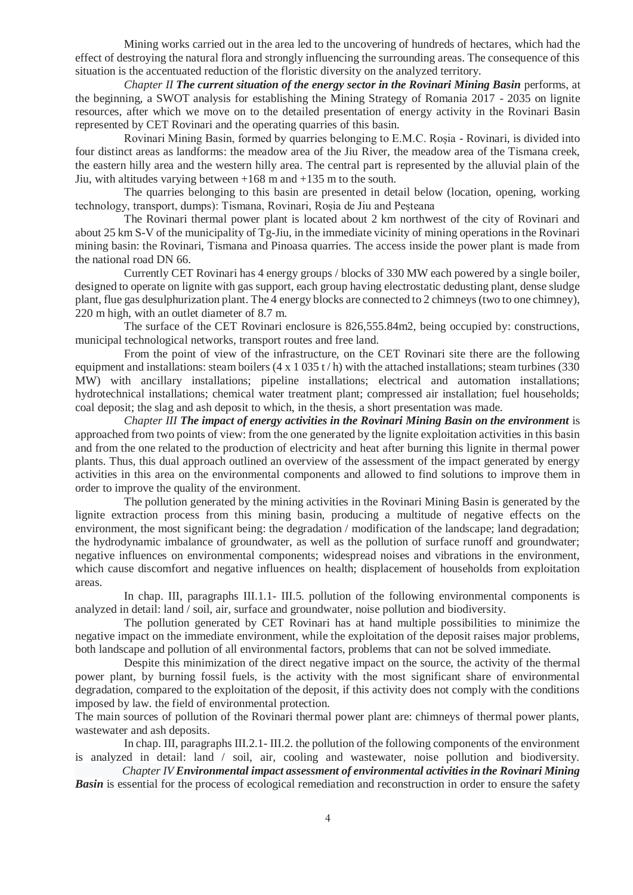Mining works carried out in the area led to the uncovering of hundreds of hectares, which had the effect of destroying the natural flora and strongly influencing the surrounding areas. The consequence of this situation is the accentuated reduction of the floristic diversity on the analyzed territory.

*Chapter II* ***The current situation of the energy sector in the Rovinari Mining Basin*** performs, at the beginning, a SWOT analysis for establishing the Mining Strategy of Romania 2017 - 2035 on lignite resources, after which we move on to the detailed presentation of energy activity in the Rovinari Basin represented by CET Rovinari and the operating quarries of this basin.

Rovinari Mining Basin, formed by quarries belonging to E.M.C. Roșia - Rovinari, is divided into four distinct areas as landforms: the meadow area of the Jiu River, the meadow area of the Tismana creek, the eastern hilly area and the western hilly area. The central part is represented by the alluvial plain of the Jiu, with altitudes varying between +168 m and +135 m to the south.

The quarries belonging to this basin are presented in detail below (location, opening, working technology, transport, dumps): Tismana, Rovinari, Roșia de Jiu and Peșteana

The Rovinari thermal power plant is located about 2 km northwest of the city of Rovinari and about 25 km S-V of the municipality of Tg-Jiu, in the immediate vicinity of mining operations in the Rovinari mining basin: the Rovinari, Tismana and Pinoasa quarries. The access inside the power plant is made from the national road DN 66.

Currently CET Rovinari has 4 energy groups / blocks of 330 MW each powered by a single boiler, designed to operate on lignite with gas support, each group having electrostatic dedusting plant, dense sludge plant, flue gas desulphurization plant. The 4 energy blocks are connected to 2 chimneys (two to one chimney), 220 m high, with an outlet diameter of 8.7 m.

The surface of the CET Rovinari enclosure is 826,555.84m2, being occupied by: constructions, municipal technological networks, transport routes and free land.

From the point of view of the infrastructure, on the CET Rovinari site there are the following equipment and installations: steam boilers (4 x 1 035 t / h) with the attached installations; steam turbines (330 MW) with ancillary installations; pipeline installations; electrical and automation installations; hydrotechnical installations; chemical water treatment plant; compressed air installation; fuel households; coal deposit; the slag and ash deposit to which, in the thesis, a short presentation was made.

*Chapter III* ***The impact of energy activities in the Rovinari Mining Basin on the environment*** is approached from two points of view: from the one generated by the lignite exploitation activities in this basin and from the one related to the production of electricity and heat after burning this lignite in thermal power plants. Thus, this dual approach outlined an overview of the assessment of the impact generated by energy activities in this area on the environmental components and allowed to find solutions to improve them in order to improve the quality of the environment.

The pollution generated by the mining activities in the Rovinari Mining Basin is generated by the lignite extraction process from this mining basin, producing a multitude of negative effects on the environment, the most significant being: the degradation / modification of the landscape; land degradation; the hydrodynamic imbalance of groundwater, as well as the pollution of surface runoff and groundwater; negative influences on environmental components; widespread noises and vibrations in the environment, which cause discomfort and negative influences on health; displacement of households from exploitation areas.

In chap. III, paragraphs III.1.1- III.5. pollution of the following environmental components is analyzed in detail: land / soil, air, surface and groundwater, noise pollution and biodiversity.

The pollution generated by CET Rovinari has at hand multiple possibilities to minimize the negative impact on the immediate environment, while the exploitation of the deposit raises major problems, both landscape and pollution of all environmental factors, problems that can not be solved immediate.

Despite this minimization of the direct negative impact on the source, the activity of the thermal power plant, by burning fossil fuels, is the activity with the most significant share of environmental degradation, compared to the exploitation of the deposit, if this activity does not comply with the conditions imposed by law. the field of environmental protection.

The main sources of pollution of the Rovinari thermal power plant are: chimneys of thermal power plants, wastewater and ash deposits.

In chap. III, paragraphs III.2.1- III.2. the pollution of the following components of the environment is analyzed in detail: land / soil, air, cooling and wastewater, noise pollution and biodiversity.

*Chapter IV* ***Environmental impact assessment of environmental activities in the Rovinari Mining Basin*** is essential for the process of ecological remediation and reconstruction in order to ensure the safety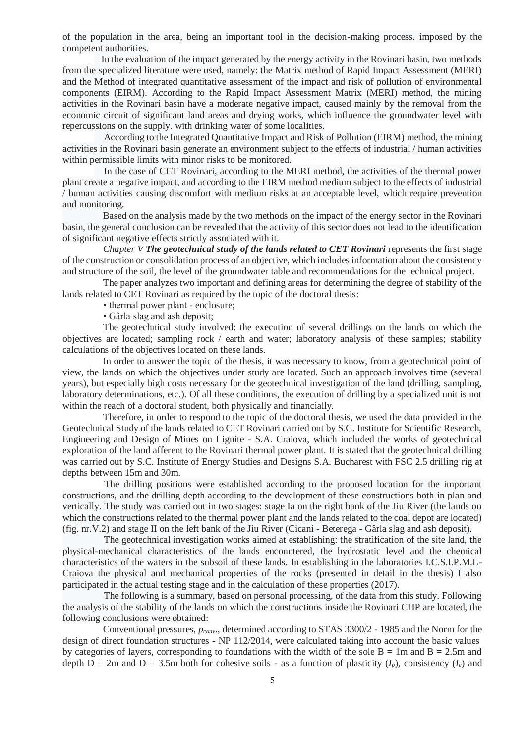of the population in the area, being an important tool in the decision-making process. imposed by the competent authorities.

In the evaluation of the impact generated by the energy activity in the Rovinari basin, two methods from the specialized literature were used, namely: the Matrix method of Rapid Impact Assessment (MERI) and the Method of integrated quantitative assessment of the impact and risk of pollution of environmental components (EIRM). According to the Rapid Impact Assessment Matrix (MERI) method, the mining activities in the Rovinari basin have a moderate negative impact, caused mainly by the removal from the economic circuit of significant land areas and drying works, which influence the groundwater level with repercussions on the supply. with drinking water of some localities.

According to the Integrated Quantitative Impact and Risk of Pollution (EIRM) method, the mining activities in the Rovinari basin generate an environment subject to the effects of industrial / human activities within permissible limits with minor risks to be monitored.

In the case of CET Rovinari, according to the MERI method, the activities of the thermal power plant create a negative impact, and according to the EIRM method medium subject to the effects of industrial / human activities causing discomfort with medium risks at an acceptable level, which require prevention and monitoring.

Based on the analysis made by the two methods on the impact of the energy sector in the Rovinari basin, the general conclusion can be revealed that the activity of this sector does not lead to the identification of significant negative effects strictly associated with it.

*Chapter V **The geotechnical study of the lands related to CET Rovinari*** represents the first stage of the construction or consolidation process of an objective, which includes information about the consistency and structure of the soil, the level of the groundwater table and recommendations for the technical project.

The paper analyzes two important and defining areas for determining the degree of stability of the lands related to CET Rovinari as required by the topic of the doctoral thesis:

- thermal power plant - enclosure;
- Gârla slag and ash deposit;

The geotechnical study involved: the execution of several drillings on the lands on which the objectives are located; sampling rock / earth and water; laboratory analysis of these samples; stability calculations of the objectives located on these lands.

In order to answer the topic of the thesis, it was necessary to know, from a geotechnical point of view, the lands on which the objectives under study are located. Such an approach involves time (several years), but especially high costs necessary for the geotechnical investigation of the land (drilling, sampling, laboratory determinations, etc.). Of all these conditions, the execution of drilling by a specialized unit is not within the reach of a doctoral student, both physically and financially.

Therefore, in order to respond to the topic of the doctoral thesis, we used the data provided in the Geotechnical Study of the lands related to CET Rovinari carried out by S.C. Institute for Scientific Research, Engineering and Design of Mines on Lignite - S.A. Craiova, which included the works of geotechnical exploration of the land afferent to the Rovinari thermal power plant. It is stated that the geotechnical drilling was carried out by S.C. Institute of Energy Studies and Designs S.A. Bucharest with FSC 2.5 drilling rig at depths between 15m and 30m.

The drilling positions were established according to the proposed location for the important constructions, and the drilling depth according to the development of these constructions both in plan and vertically. The study was carried out in two stages: stage Ia on the right bank of the Jiu River (the lands on which the constructions related to the thermal power plant and the lands related to the coal depot are located) (fig. nr.V.2) and stage II on the left bank of the Jiu River (Cicani - Beterega - Gârla slag and ash deposit).

The geotechnical investigation works aimed at establishing: the stratification of the site land, the physical-mechanical characteristics of the lands encountered, the hydrostatic level and the chemical characteristics of the waters in the subsoil of these lands. In establishing in the laboratories I.C.S.I.P.M.L-Craiova the physical and mechanical properties of the rocks (presented in detail in the thesis) I also participated in the actual testing stage and in the calculation of these properties (2017).

The following is a summary, based on personal processing, of the data from this study. Following the analysis of the stability of the lands on which the constructions inside the Rovinari CHP are located, the following conclusions were obtained:

Conventional pressures, $p_{conv}$., determined according to STAS 3300/2 - 1985 and the Norm for the design of direct foundation structures - NP 112/2014, were calculated taking into account the basic values by categories of layers, corresponding to foundations with the width of the sole B = 1m and B = 2.5m and depth D = 2m and D = 3.5m both for cohesive soils - as a function of plasticity ($I_p$), consistency ($I_c$) and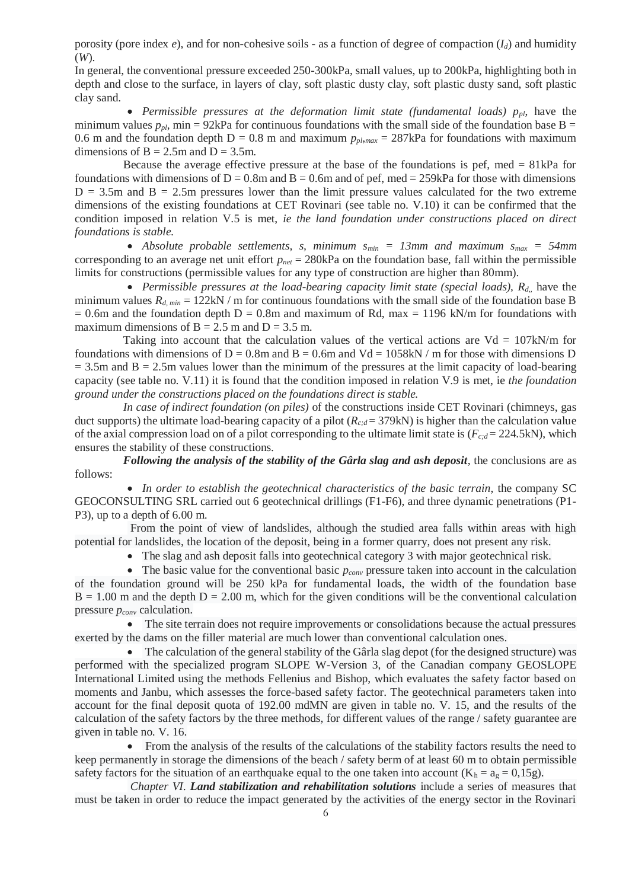porosity (pore index *e*), and for non-cohesive soils - as a function of degree of compaction ($I_d$) and humidity (*W*).

In general, the conventional pressure exceeded 250-300kPa, small values, up to 200kPa, highlighting both in depth and close to the surface, in layers of clay, soft plastic dusty clay, soft plastic dusty sand, soft plastic clay sand.

- *Permissible pressures at the deformation limit state (fundamental loads)* $p_{pl}$, have the minimum values $p_{pl}$, min = 92kPa for continuous foundations with the small side of the foundation base B = 0.6 m and the foundation depth D = 0.8 m and maximum $p_{pl,max}$ = 287kPa for foundations with maximum dimensions of B = 2.5m and D = 3.5m.

Because the average effective pressure at the base of the foundations is pef, med = 81kPa for foundations with dimensions of D = 0.8m and B = 0.6m and of pef, med = 259kPa for those with dimensions D = 3.5m and B = 2.5m pressures lower than the limit pressure values calculated for the two extreme dimensions of the existing foundations at CET Rovinari (see table no. V.10) it can be confirmed that the condition imposed in relation V.5 is met, *ie the land foundation under constructions placed on direct foundations is stable.*

- *Absolute probable settlements, s, minimum* $s_{min}$ *= 13mm and maximum* $s_{max}$ *= 54mm* corresponding to an average net unit effort $p_{net}$ = 280kPa on the foundation base, fall within the permissible limits for constructions (permissible values for any type of construction are higher than 80mm).

- *Permissible pressures at the load-bearing capacity limit state (special loads),* $R_{d,}$ have the minimum values $R_{d,\,min}$ = 122kN / m for continuous foundations with the small side of the foundation base B = 0.6m and the foundation depth D = 0.8m and maximum of Rd, max = 1196 kN/m for foundations with maximum dimensions of B = 2.5 m and D = 3.5 m.

Taking into account that the calculation values of the vertical actions are Vd = 107kN/m for foundations with dimensions of D = 0.8m and B = 0.6m and Vd = 1058kN / m for those with dimensions D = 3.5m and B = 2.5m values lower than the minimum of the pressures at the limit capacity of load-bearing capacity (see table no. V.11) it is found that the condition imposed in relation V.9 is met, ie *the foundation ground under the constructions placed on the foundations direct is stable.*

*In case of indirect foundation (on piles)* of the constructions inside CET Rovinari (chimneys, gas duct supports) the ultimate load-bearing capacity of a pilot ($R_{c;d}$ = 379kN) is higher than the calculation value of the axial compression load on of a pilot corresponding to the ultimate limit state is ($F_{c;d}$ = 224.5kN), which ensures the stability of these constructions.

***Following the analysis of the stability of the Gârla slag and ash deposit***, the conclusions are as follows:

- *In order to establish the geotechnical characteristics of the basic terrain*, the company SC GEOCONSULTING SRL carried out 6 geotechnical drillings (F1-F6), and three dynamic penetrations (P1-P3), up to a depth of 6.00 m.

From the point of view of landslides, although the studied area falls within areas with high potential for landslides, the location of the deposit, being in a former quarry, does not present any risk.

- The slag and ash deposit falls into geotechnical category 3 with major geotechnical risk.
- The basic value for the conventional basic $p_{conv}$ pressure taken into account in the calculation of the foundation ground will be 250 kPa for fundamental loads, the width of the foundation base B = 1.00 m and the depth D = 2.00 m, which for the given conditions will be the conventional calculation pressure $p_{conv}$ calculation.
- The site terrain does not require improvements or consolidations because the actual pressures exerted by the dams on the filler material are much lower than conventional calculation ones.
- The calculation of the general stability of the Gârla slag depot (for the designed structure) was performed with the specialized program SLOPE W-Version 3, of the Canadian company GEOSLOPE International Limited using the methods Fellenius and Bishop, which evaluates the safety factor based on moments and Janbu, which assesses the force-based safety factor. The geotechnical parameters taken into account for the final deposit quota of 192.00 mdMN are given in table no. V. 15, and the results of the calculation of the safety factors by the three methods, for different values of the range / safety guarantee are given in table no. V. 16.
- From the analysis of the results of the calculations of the stability factors results the need to keep permanently in storage the dimensions of the beach / safety berm of at least 60 m to obtain permissible safety factors for the situation of an earthquake equal to the one taken into account ($K_h = a_g = 0{,}15g$).

*Chapter VI.* ***Land stabilization and rehabilitation solutions*** include a series of measures that must be taken in order to reduce the impact generated by the activities of the energy sector in the Rovinari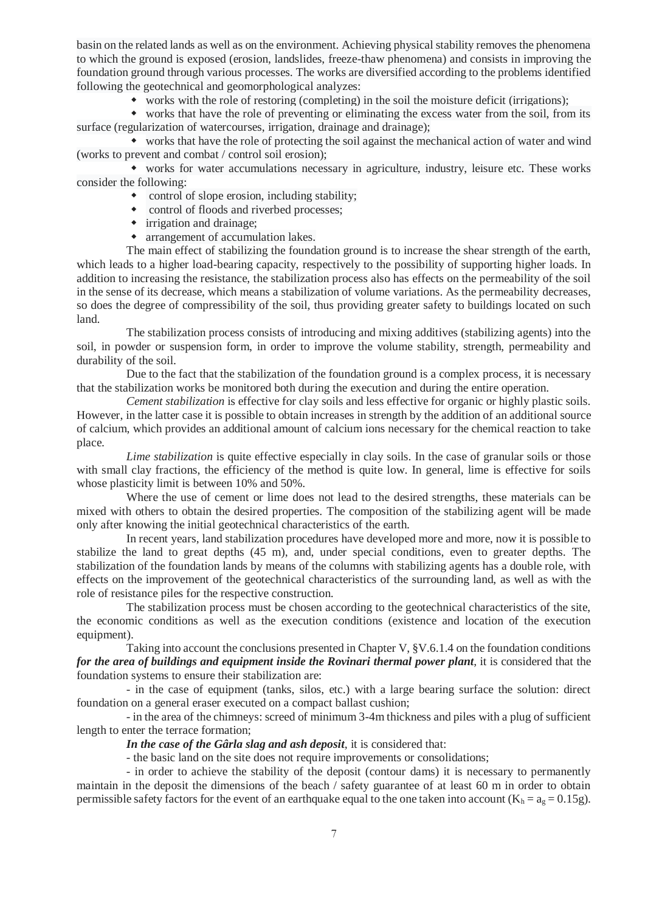basin on the related lands as well as on the environment. Achieving physical stability removes the phenomena to which the ground is exposed (erosion, landslides, freeze-thaw phenomena) and consists in improving the foundation ground through various processes. The works are diversified according to the problems identified following the geotechnical and geomorphological analyzes:

- works with the role of restoring (completing) in the soil the moisture deficit (irrigations);
- works that have the role of preventing or eliminating the excess water from the soil, from its surface (regularization of watercourses, irrigation, drainage and drainage);
- works that have the role of protecting the soil against the mechanical action of water and wind (works to prevent and combat / control soil erosion);
- works for water accumulations necessary in agriculture, industry, leisure etc. These works consider the following:
  - control of slope erosion, including stability;
  - control of floods and riverbed processes;
  - irrigation and drainage;
  - arrangement of accumulation lakes.

The main effect of stabilizing the foundation ground is to increase the shear strength of the earth, which leads to a higher load-bearing capacity, respectively to the possibility of supporting higher loads. In addition to increasing the resistance, the stabilization process also has effects on the permeability of the soil in the sense of its decrease, which means a stabilization of volume variations. As the permeability decreases, so does the degree of compressibility of the soil, thus providing greater safety to buildings located on such land.

The stabilization process consists of introducing and mixing additives (stabilizing agents) into the soil, in powder or suspension form, in order to improve the volume stability, strength, permeability and durability of the soil.

Due to the fact that the stabilization of the foundation ground is a complex process, it is necessary that the stabilization works be monitored both during the execution and during the entire operation.

*Cement stabilization* is effective for clay soils and less effective for organic or highly plastic soils. However, in the latter case it is possible to obtain increases in strength by the addition of an additional source of calcium, which provides an additional amount of calcium ions necessary for the chemical reaction to take place.

*Lime stabilization* is quite effective especially in clay soils. In the case of granular soils or those with small clay fractions, the efficiency of the method is quite low. In general, lime is effective for soils whose plasticity limit is between 10% and 50%.

Where the use of cement or lime does not lead to the desired strengths, these materials can be mixed with others to obtain the desired properties. The composition of the stabilizing agent will be made only after knowing the initial geotechnical characteristics of the earth.

In recent years, land stabilization procedures have developed more and more, now it is possible to stabilize the land to great depths (45 m), and, under special conditions, even to greater depths. The stabilization of the foundation lands by means of the columns with stabilizing agents has a double role, with effects on the improvement of the geotechnical characteristics of the surrounding land, as well as with the role of resistance piles for the respective construction.

The stabilization process must be chosen according to the geotechnical characteristics of the site, the economic conditions as well as the execution conditions (existence and location of the execution equipment).

Taking into account the conclusions presented in Chapter V, §V.6.1.4 on the foundation conditions ***for the area of buildings and equipment inside the Rovinari thermal power plant***, it is considered that the foundation systems to ensure their stabilization are:

- in the case of equipment (tanks, silos, etc.) with a large bearing surface the solution: direct foundation on a general eraser executed on a compact ballast cushion;

- in the area of the chimneys: screed of minimum 3-4m thickness and piles with a plug of sufficient length to enter the terrace formation;

***In the case of the Gârla slag and ash deposit***, it is considered that:

- the basic land on the site does not require improvements or consolidations;

- in order to achieve the stability of the deposit (contour dams) it is necessary to permanently maintain in the deposit the dimensions of the beach / safety guarantee of at least 60 m in order to obtain permissible safety factors for the event of an earthquake equal to the one taken into account ($K_h = a_g = 0.15g$).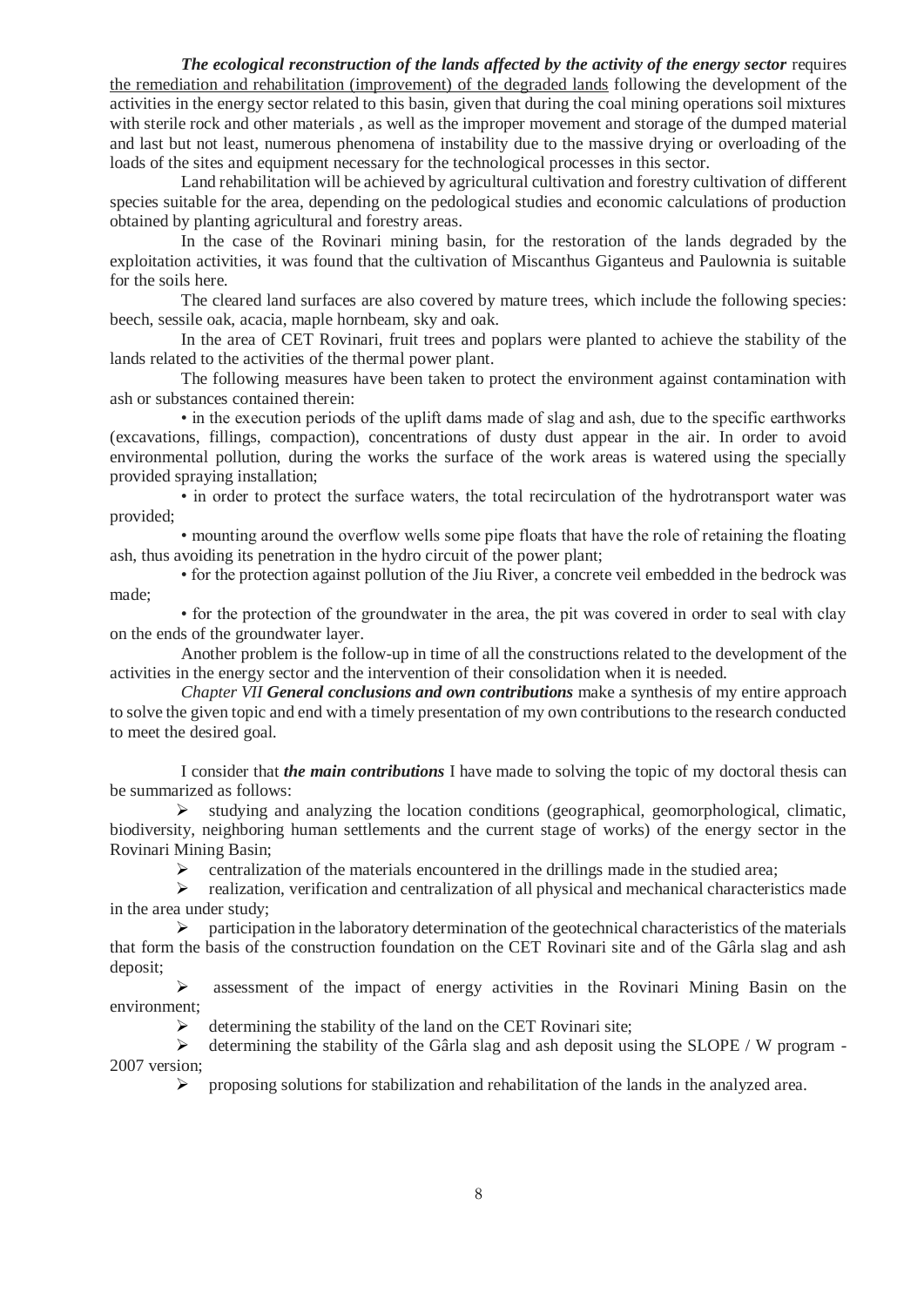***The ecological reconstruction of the lands affected by the activity of the energy sector*** requires the remediation and rehabilitation (improvement) of the degraded lands following the development of the activities in the energy sector related to this basin, given that during the coal mining operations soil mixtures with sterile rock and other materials , as well as the improper movement and storage of the dumped material and last but not least, numerous phenomena of instability due to the massive drying or overloading of the loads of the sites and equipment necessary for the technological processes in this sector.

Land rehabilitation will be achieved by agricultural cultivation and forestry cultivation of different species suitable for the area, depending on the pedological studies and economic calculations of production obtained by planting agricultural and forestry areas.

In the case of the Rovinari mining basin, for the restoration of the lands degraded by the exploitation activities, it was found that the cultivation of Miscanthus Giganteus and Paulownia is suitable for the soils here.

The cleared land surfaces are also covered by mature trees, which include the following species: beech, sessile oak, acacia, maple hornbeam, sky and oak.

In the area of CET Rovinari, fruit trees and poplars were planted to achieve the stability of the lands related to the activities of the thermal power plant.

The following measures have been taken to protect the environment against contamination with ash or substances contained therein:

- in the execution periods of the uplift dams made of slag and ash, due to the specific earthworks (excavations, fillings, compaction), concentrations of dusty dust appear in the air. In order to avoid environmental pollution, during the works the surface of the work areas is watered using the specially provided spraying installation;
- in order to protect the surface waters, the total recirculation of the hydrotransport water was provided;
- mounting around the overflow wells some pipe floats that have the role of retaining the floating ash, thus avoiding its penetration in the hydro circuit of the power plant;
- for the protection against pollution of the Jiu River, a concrete veil embedded in the bedrock was made;
- for the protection of the groundwater in the area, the pit was covered in order to seal with clay on the ends of the groundwater layer.

Another problem is the follow-up in time of all the constructions related to the development of the activities in the energy sector and the intervention of their consolidation when it is needed.

*Chapter VII **General conclusions and own contributions*** make a synthesis of my entire approach to solve the given topic and end with a timely presentation of my own contributions to the research conducted to meet the desired goal.

I consider that ***the main contributions*** I have made to solving the topic of my doctoral thesis can be summarized as follows:

- studying and analyzing the location conditions (geographical, geomorphological, climatic, biodiversity, neighboring human settlements and the current stage of works) of the energy sector in the Rovinari Mining Basin;
- centralization of the materials encountered in the drillings made in the studied area;
- realization, verification and centralization of all physical and mechanical characteristics made in the area under study;
- participation in the laboratory determination of the geotechnical characteristics of the materials that form the basis of the construction foundation on the CET Rovinari site and of the Gârla slag and ash deposit;
- assessment of the impact of energy activities in the Rovinari Mining Basin on the environment;
- determining the stability of the land on the CET Rovinari site;
- determining the stability of the Gârla slag and ash deposit using the SLOPE / W program - 2007 version;
- proposing solutions for stabilization and rehabilitation of the lands in the analyzed area.